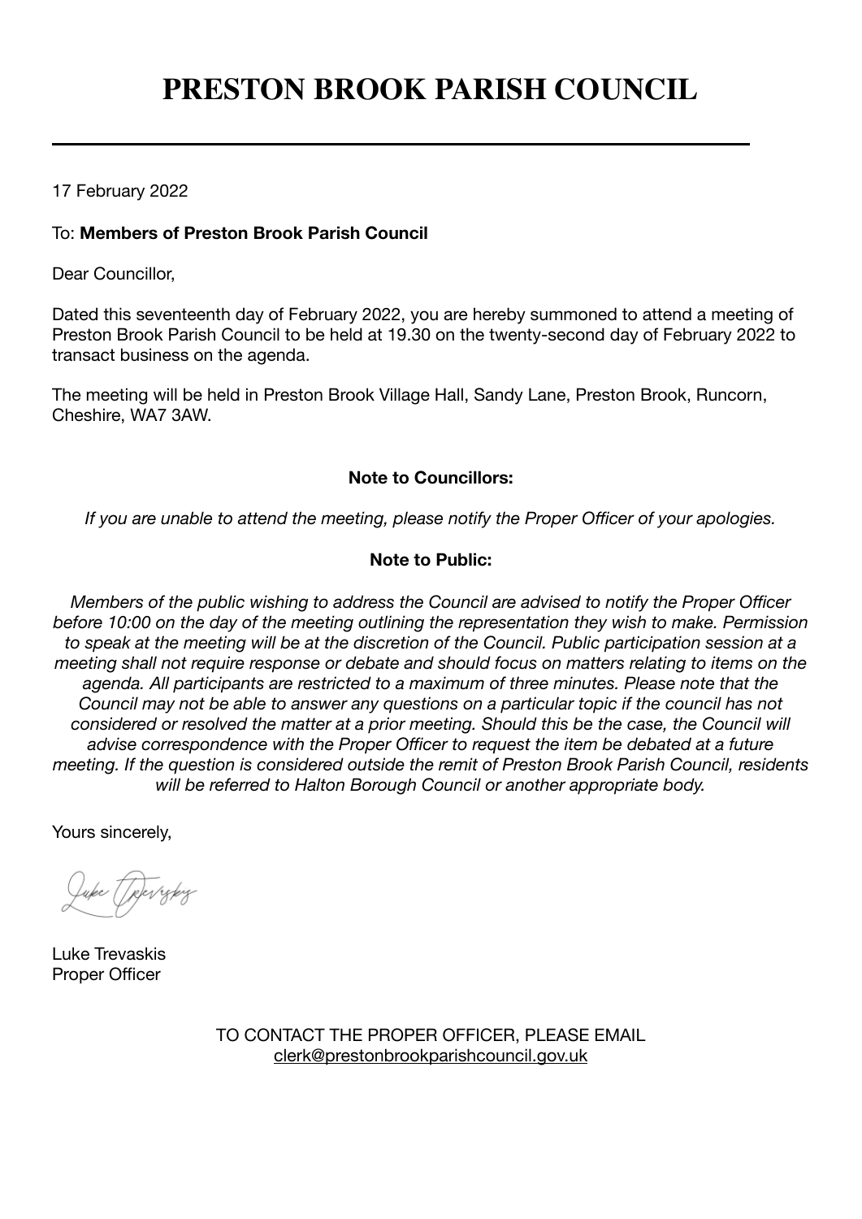# PRESTON BROOK PARISH COUNCIL

---

17 February 2022

To: **Members of Preston Brook Parish Council**

Dear Councillor,

Dated this seventeenth day of February 2022, you are hereby summoned to attend a meeting of Preston Brook Parish Council to be held at 19.30 on the twenty-second day of February 2022 to transact business on the agenda.

The meeting will be held in Preston Brook Village Hall, Sandy Lane, Preston Brook, Runcorn, Cheshire, WA7 3AW.

**Note to Councillors:**

*If you are unable to attend the meeting, please notify the Proper Officer of your apologies.*

**Note to Public:**

*Members of the public wishing to address the Council are advised to notify the Proper Officer before 10:00 on the day of the meeting outlining the representation they wish to make. Permission to speak at the meeting will be at the discretion of the Council. Public participation session at a meeting shall not require response or debate and should focus on matters relating to items on the agenda. All participants are restricted to a maximum of three minutes. Please note that the Council may not be able to answer any questions on a particular topic if the council has not considered or resolved the matter at a prior meeting. Should this be the case, the Council will advise correspondence with the Proper Officer to request the item be debated at a future meeting. If the question is considered outside the remit of Preston Brook Parish Council, residents will be referred to Halton Borough Council or another appropriate body.*

Yours sincerely,

Luke Trevaskis
Proper Officer

TO CONTACT THE PROPER OFFICER, PLEASE EMAIL
clerk@prestonbrookparishcouncil.gov.uk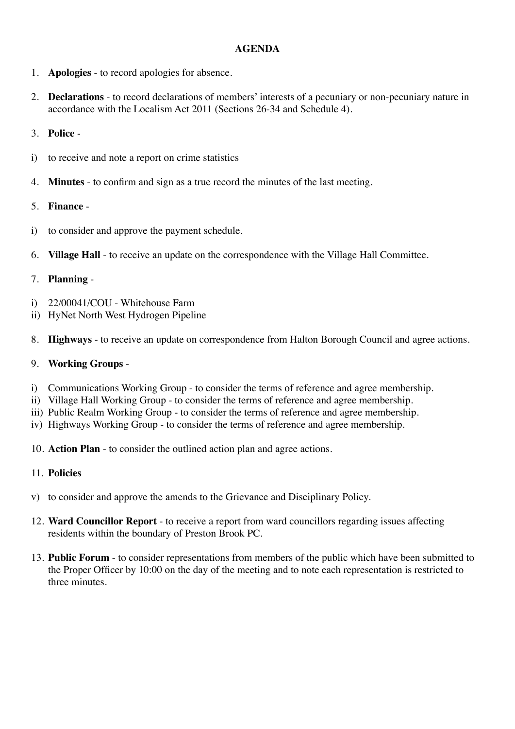## AGENDA

1. **Apologies** - to record apologies for absence.

2. **Declarations** - to record declarations of members' interests of a pecuniary or non-pecuniary nature in accordance with the Localism Act 2011 (Sections 26-34 and Schedule 4).

3. **Police** -

i) to receive and note a report on crime statistics

4. **Minutes** - to confirm and sign as a true record the minutes of the last meeting.

5. **Finance** -

i) to consider and approve the payment schedule.

6. **Village Hall** - to receive an update on the correspondence with the Village Hall Committee.

7. **Planning** -

i) 22/00041/COU - Whitehouse Farm
ii) HyNet North West Hydrogen Pipeline

8. **Highways** - to receive an update on correspondence from Halton Borough Council and agree actions.

9. **Working Groups** -

i) Communications Working Group - to consider the terms of reference and agree membership.
ii) Village Hall Working Group - to consider the terms of reference and agree membership.
iii) Public Realm Working Group - to consider the terms of reference and agree membership.
iv) Highways Working Group - to consider the terms of reference and agree membership.

10. **Action Plan** - to consider the outlined action plan and agree actions.

11. **Policies**

v) to consider and approve the amends to the Grievance and Disciplinary Policy.

12. **Ward Councillor Report** - to receive a report from ward councillors regarding issues affecting residents within the boundary of Preston Brook PC.

13. **Public Forum** - to consider representations from members of the public which have been submitted to the Proper Officer by 10:00 on the day of the meeting and to note each representation is restricted to three minutes.